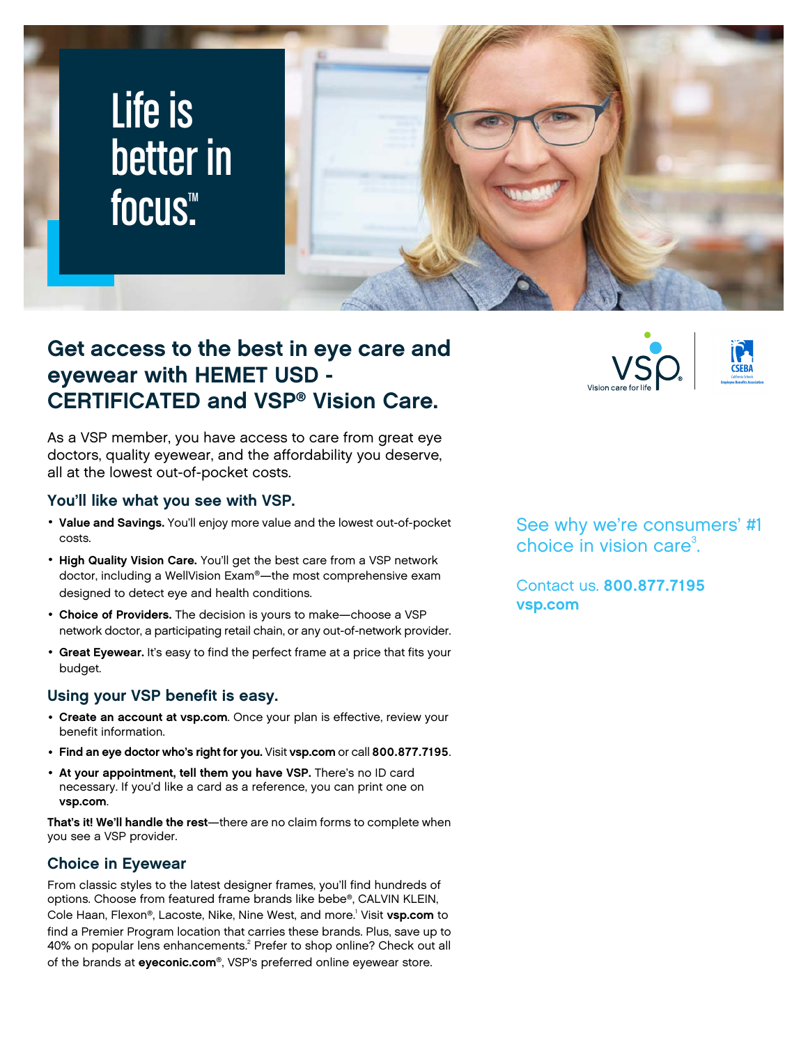# Life is better in focus.™

## Get access to the best in eye care and eyewear with HEMET USD - CERTIFICATED and VSP® Vision Care.

As a VSP member, you have access to care from great eye doctors, quality eyewear, and the affordability you deserve, all at the lowest out-of-pocket costs.

### You'll like what you see with VSP.

- **Value and Savings.** You'll enjoy more value and the lowest out-of-pocket costs.
- **High Quality Vision Care.** You'll get the best care from a VSP network doctor, including a WellVision Exam®—the most comprehensive exam designed to detect eye and health conditions.
- **Choice of Providers.** The decision is yours to make—choose a VSP network doctor, a participating retail chain, or any out-of-network provider.
- **Great Eyewear.** It's easy to find the perfect frame at a price that fits your budget.

### Using your VSP benefit is easy.

- **Create an account at vsp.com**. Once your plan is effective, review your benefit information.
- **Find an eye doctor who's right for you.** Visit **vsp.com** or call **800.877.7195**.
- **At your appointment, tell them you have VSP.** There's no ID card necessary. If you'd like a card as a reference, you can print one on **vsp.com**.

**That's it! We'll handle the rest**—there are no claim forms to complete when you see a VSP provider.

### Choice in Eyewear

From classic styles to the latest designer frames, you'll find hundreds of options. Choose from featured frame brands like bebe®, CALVIN KLEIN, Cole Haan, Flexon®, Lacoste, Nike, Nine West, and more.[1] Visit **vsp.com** to find a Premier Program location that carries these brands. Plus, save up to 40% on popular lens enhancements.[2] Prefer to shop online? Check out all of the brands at **eyeconic.com**®, VSP's preferred online eyewear store.

See why we're consumers' #1 choice in vision care[3].

Contact us. **800.877.7195**
**vsp.com**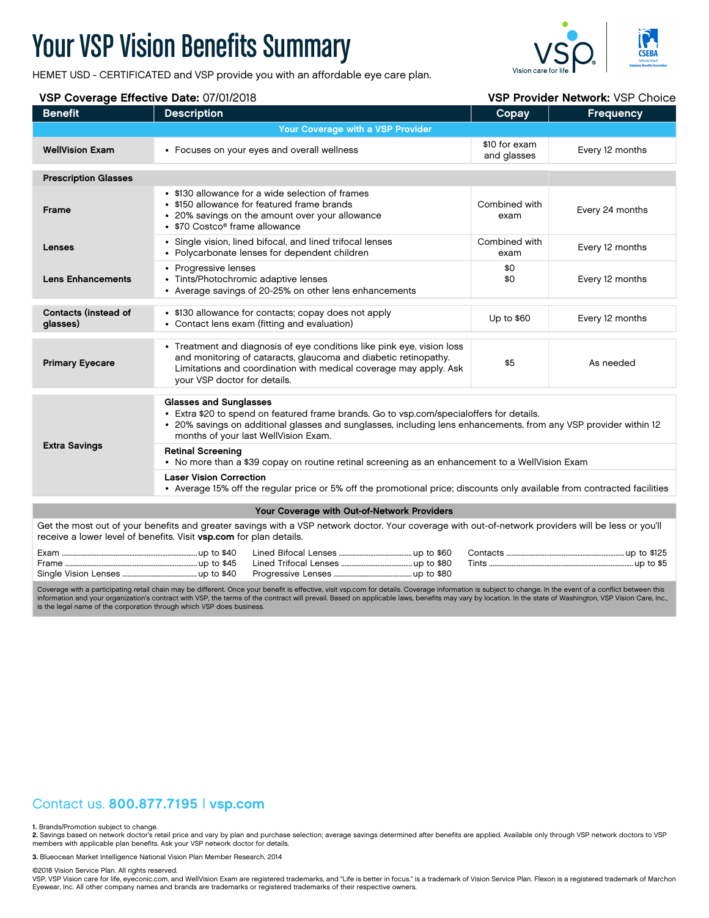# Your VSP Vision Benefits Summary

HEMET USD - CERTIFICATED and VSP provide you with an affordable eye care plan.

**VSP Coverage Effective Date:** 07/01/2018

**VSP Provider Network:** VSP Choice

| Benefit | Description | Copay | Frequency |
|---|---|---|---|
| **Your Coverage with a VSP Provider** | | | |
| **WellVision Exam** | • Focuses on your eyes and overall wellness | $10 for exam and glasses | Every 12 months |
| **Prescription Glasses** | | | |
| **Frame** | • $130 allowance for a wide selection of frames<br>• $150 allowance for featured frame brands<br>• 20% savings on the amount over your allowance<br>• $70 Costco® frame allowance | Combined with exam | Every 24 months |
| **Lenses** | • Single vision, lined bifocal, and lined trifocal lenses<br>• Polycarbonate lenses for dependent children | Combined with exam | Every 12 months |
| **Lens Enhancements** | • Progressive lenses<br>• Tints/Photochromic adaptive lenses<br>• Average savings of 20-25% on other lens enhancements | $0<br>$0 | Every 12 months |
| **Contacts (instead of glasses)** | • $130 allowance for contacts; copay does not apply<br>• Contact lens exam (fitting and evaluation) | Up to $60 | Every 12 months |
| **Primary Eyecare** | • Treatment and diagnosis of eye conditions like pink eye, vision loss and monitoring of cataracts, glaucoma and diabetic retinopathy. Limitations and coordination with medical coverage may apply. Ask your VSP doctor for details. | $5 | As needed |
| **Extra Savings** | **Glasses and Sunglasses**<br>• Extra $20 to spend on featured frame brands. Go to vsp.com/specialoffers for details.<br>• 20% savings on additional glasses and sunglasses, including lens enhancements, from any VSP provider within 12 months of your last WellVision Exam.<br>**Retinal Screening**<br>• No more than a $39 copay on routine retinal screening as an enhancement to a WellVision Exam<br>**Laser Vision Correction**<br>• Average 15% off the regular price or 5% off the promotional price; discounts only available from contracted facilities | | |

## Your Coverage with Out-of-Network Providers

Get the most out of your benefits and greater savings with a VSP network doctor. Your coverage with out-of-network providers will be less or you'll receive a lower level of benefits. Visit **vsp.com** for plan details.

| | | | | | |
|---|---|---|---|---|---|
| Exam | up to $40 | Lined Bifocal Lenses | up to $60 | Contacts | up to $125 |
| Frame | up to $45 | Lined Trifocal Lenses | up to $80 | Tints | up to $5 |
| Single Vision Lenses | up to $40 | Progressive Lenses | up to $80 | | |

Coverage with a participating retail chain may be different. Once your benefit is effective, visit vsp.com for details. Coverage information is subject to change. In the event of a conflict between this information and your organization's contract with VSP, the terms of the contract will prevail. Based on applicable laws, benefits may vary by location. In the state of Washington, VSP Vision Care, Inc., is the legal name of the corporation through which VSP does business.

Contact us. **800.877.7195** | **vsp.com**

**1.** Brands/Promotion subject to change.
**2.** Savings based on network doctor's retail price and vary by plan and purchase selection; average savings determined after benefits are applied. Available only through VSP network doctors to VSP members with applicable plan benefits. Ask your VSP network doctor for details.
**3.** Blueocean Market Intelligence National Vision Plan Member Research, 2014

©2018 Vision Service Plan. All rights reserved.
VSP, VSP Vision care for life, eyeconic.com, and WellVision Exam are registered trademarks, and "Life is better in focus." is a trademark of Vision Service Plan. Flexon is a registered trademark of Marchon Eyewear, Inc. All other company names and brands are trademarks or registered trademarks of their respective owners.